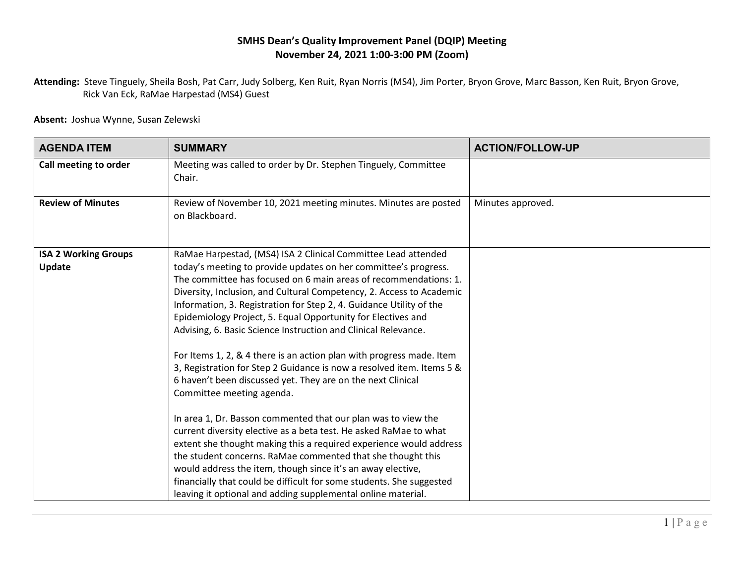**SMHS Dean's Quality Improvement Panel (DQIP) Meeting**
**November 24, 2021 1:00-3:00 PM (Zoom)**

**Attending:** Steve Tinguely, Sheila Bosh, Pat Carr, Judy Solberg, Ken Ruit, Ryan Norris (MS4), Jim Porter, Bryon Grove, Marc Basson, Ken Ruit, Bryon Grove, Rick Van Eck, RaMae Harpestad (MS4) Guest

**Absent:** Joshua Wynne, Susan Zelewski

| AGENDA ITEM | SUMMARY | ACTION/FOLLOW-UP |
| --- | --- | --- |
| **Call meeting to order** | Meeting was called to order by Dr. Stephen Tinguely, Committee Chair. | |
| **Review of Minutes** | Review of November 10, 2021 meeting minutes. Minutes are posted on Blackboard. | Minutes approved. |
| **ISA 2 Working Groups Update** | RaMae Harpestad, (MS4) ISA 2 Clinical Committee Lead attended today's meeting to provide updates on her committee's progress. The committee has focused on 6 main areas of recommendations: 1. Diversity, Inclusion, and Cultural Competency, 2. Access to Academic Information, 3. Registration for Step 2, 4. Guidance Utility of the Epidemiology Project, 5. Equal Opportunity for Electives and Advising, 6. Basic Science Instruction and Clinical Relevance.<br><br>For Items 1, 2, & 4 there is an action plan with progress made. Item 3, Registration for Step 2 Guidance is now a resolved item. Items 5 & 6 haven't been discussed yet. They are on the next Clinical Committee meeting agenda.<br><br>In area 1, Dr. Basson commented that our plan was to view the current diversity elective as a beta test. He asked RaMae to what extent she thought making this a required experience would address the student concerns. RaMae commented that she thought this would address the item, though since it's an away elective, financially that could be difficult for some students. She suggested leaving it optional and adding supplemental online material. | |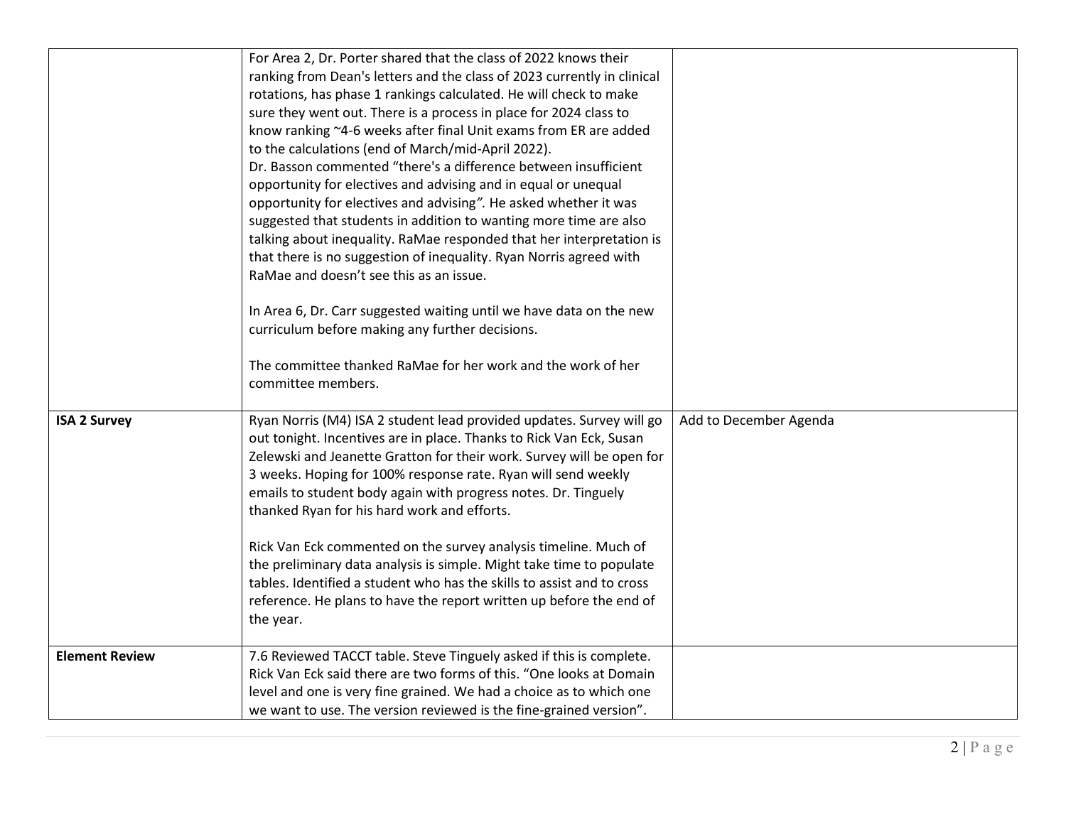| | | |
|---|---|---|
| | For Area 2, Dr. Porter shared that the class of 2022 knows their ranking from Dean's letters and the class of 2023 currently in clinical rotations, has phase 1 rankings calculated. He will check to make sure they went out. There is a process in place for 2024 class to know ranking ~4-6 weeks after final Unit exams from ER are added to the calculations (end of March/mid-April 2022).<br>Dr. Basson commented "there's a difference between insufficient opportunity for electives and advising and in equal or unequal opportunity for electives and advising". He asked whether it was suggested that students in addition to wanting more time are also talking about inequality. RaMae responded that her interpretation is that there is no suggestion of inequality. Ryan Norris agreed with RaMae and doesn't see this as an issue.<br><br>In Area 6, Dr. Carr suggested waiting until we have data on the new curriculum before making any further decisions.<br><br>The committee thanked RaMae for her work and the work of her committee members. | |
| **ISA 2 Survey** | Ryan Norris (M4) ISA 2 student lead provided updates. Survey will go out tonight. Incentives are in place. Thanks to Rick Van Eck, Susan Zelewski and Jeanette Gratton for their work. Survey will be open for 3 weeks. Hoping for 100% response rate. Ryan will send weekly emails to student body again with progress notes. Dr. Tinguely thanked Ryan for his hard work and efforts.<br><br>Rick Van Eck commented on the survey analysis timeline. Much of the preliminary data analysis is simple. Might take time to populate tables. Identified a student who has the skills to assist and to cross reference. He plans to have the report written up before the end of the year. | Add to December Agenda |
| **Element Review** | 7.6 Reviewed TACCT table. Steve Tinguely asked if this is complete. Rick Van Eck said there are two forms of this. "One looks at Domain level and one is very fine grained. We had a choice as to which one we want to use. The version reviewed is the fine-grained version". | |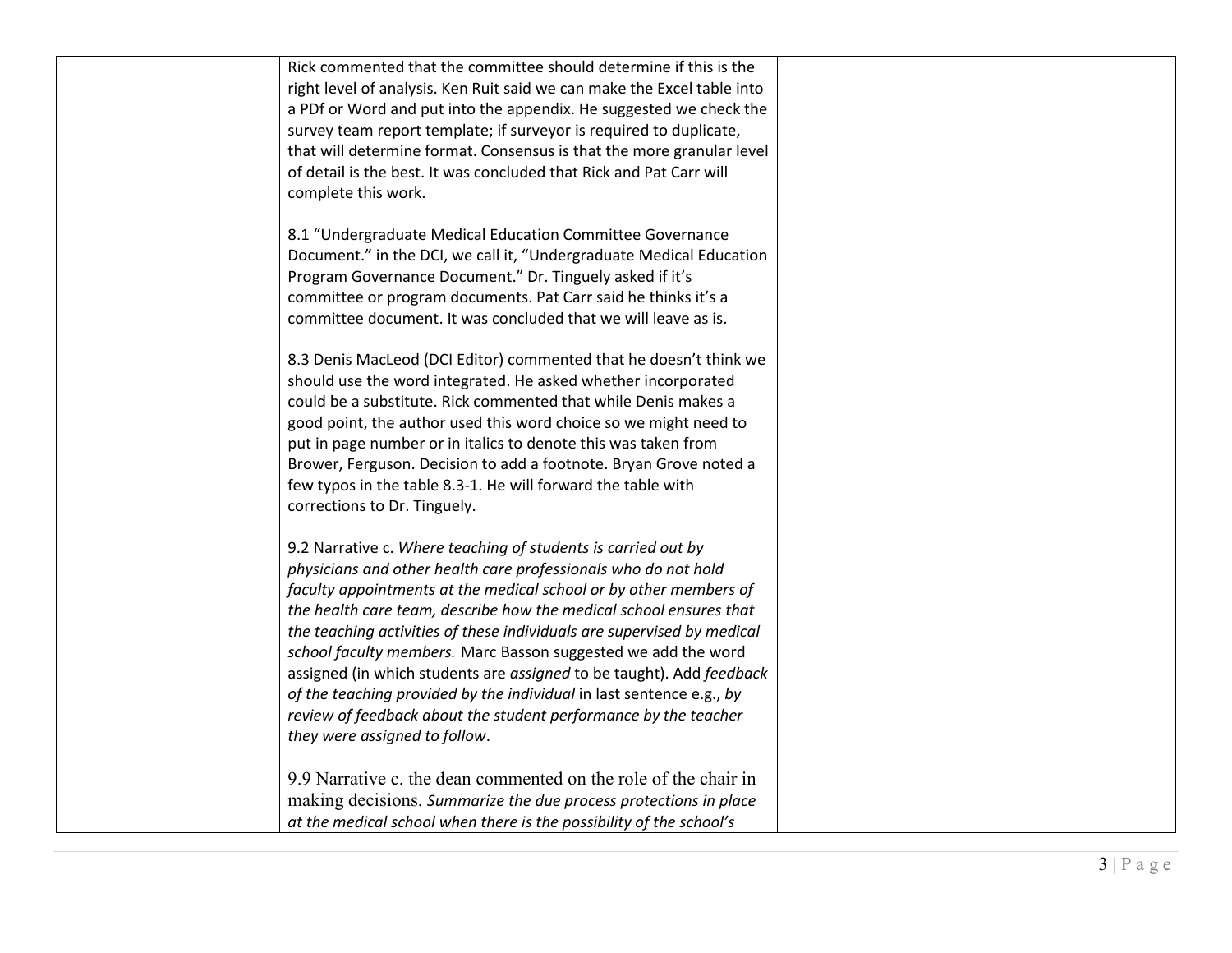| | | |
|---|---|---|
| | Rick commented that the committee should determine if this is the right level of analysis. Ken Ruit said we can make the Excel table into a PDf or Word and put into the appendix. He suggested we check the survey team report template; if surveyor is required to duplicate, that will determine format. Consensus is that the more granular level of detail is the best. It was concluded that Rick and Pat Carr will complete this work.<br><br>8.1 "Undergraduate Medical Education Committee Governance Document." in the DCI, we call it, "Undergraduate Medical Education Program Governance Document." Dr. Tinguely asked if it's committee or program documents. Pat Carr said he thinks it's a committee document. It was concluded that we will leave as is.<br><br>8.3 Denis MacLeod (DCI Editor) commented that he doesn't think we should use the word integrated. He asked whether incorporated could be a substitute. Rick commented that while Denis makes a good point, the author used this word choice so we might need to put in page number or in italics to denote this was taken from Brower, Ferguson. Decision to add a footnote. Bryan Grove noted a few typos in the table 8.3-1. He will forward the table with corrections to Dr. Tinguely.<br><br>9.2 Narrative c. *Where teaching of students is carried out by physicians and other health care professionals who do not hold faculty appointments at the medical school or by other members of the health care team, describe how the medical school ensures that the teaching activities of these individuals are supervised by medical school faculty members.* Marc Basson suggested we add the word assigned (in which students are *assigned* to be taught). Add *feedback of the teaching provided by the individual* in last sentence e.g., *by review of feedback about the student performance by the teacher they were assigned to follow*.<br><br>9.9 Narrative c. the dean commented on the role of the chair in making decisions. *Summarize the due process protections in place at the medical school when there is the possibility of the school's* | |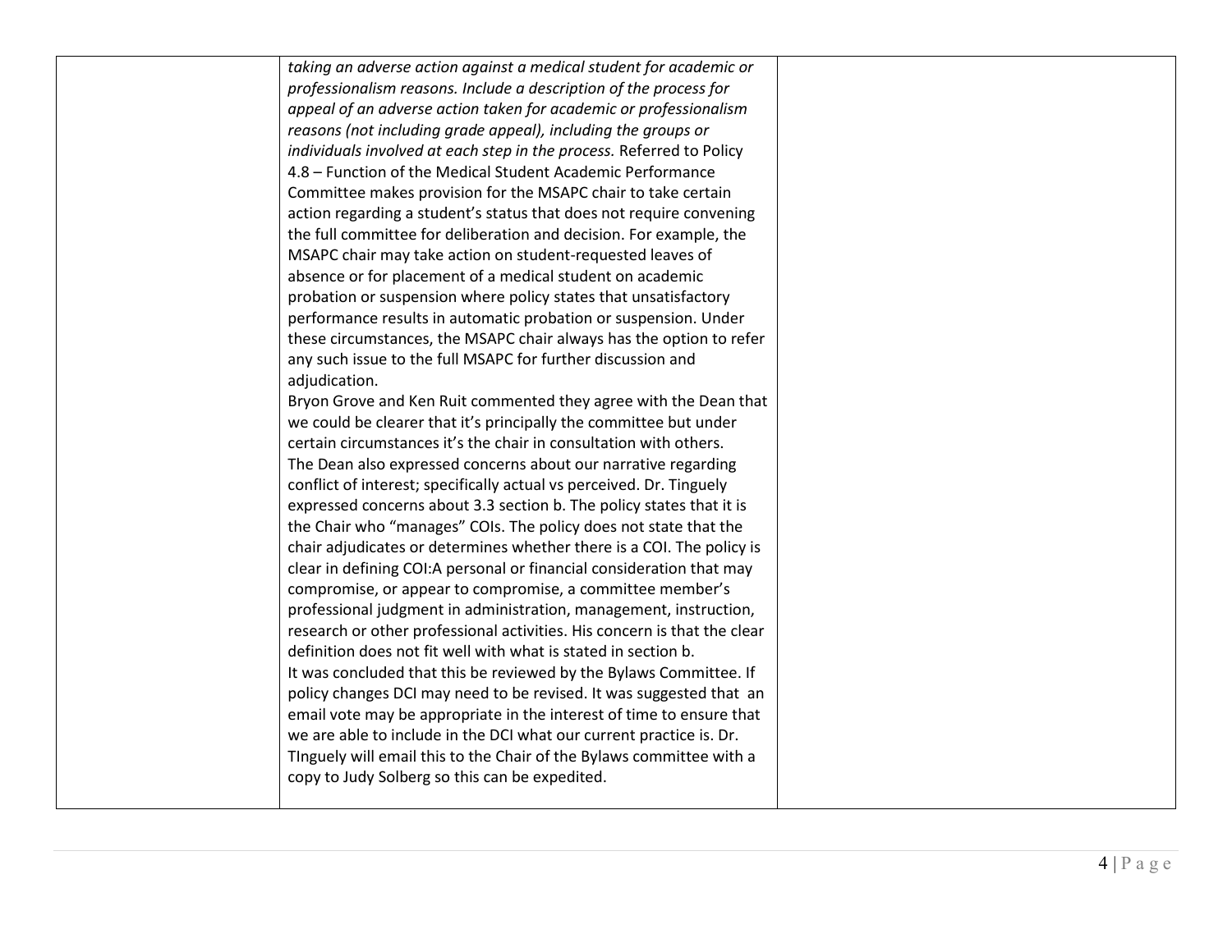| | | |
|---|---|---|
| | *taking an adverse action against a medical student for academic or professionalism reasons. Include a description of the process for appeal of an adverse action taken for academic or professionalism reasons (not including grade appeal), including the groups or individuals involved at each step in the process.* Referred to Policy 4.8 – Function of the Medical Student Academic Performance Committee makes provision for the MSAPC chair to take certain action regarding a student's status that does not require convening the full committee for deliberation and decision. For example, the MSAPC chair may take action on student-requested leaves of absence or for placement of a medical student on academic probation or suspension where policy states that unsatisfactory performance results in automatic probation or suspension. Under these circumstances, the MSAPC chair always has the option to refer any such issue to the full MSAPC for further discussion and adjudication.<br>Bryon Grove and Ken Ruit commented they agree with the Dean that we could be clearer that it's principally the committee but under certain circumstances it's the chair in consultation with others.<br>The Dean also expressed concerns about our narrative regarding conflict of interest; specifically actual vs perceived. Dr. Tinguely expressed concerns about 3.3 section b. The policy states that it is the Chair who "manages" COIs. The policy does not state that the chair adjudicates or determines whether there is a COI. The policy is clear in defining COI:A personal or financial consideration that may compromise, or appear to compromise, a committee member's professional judgment in administration, management, instruction, research or other professional activities. His concern is that the clear definition does not fit well with what is stated in section b.<br>It was concluded that this be reviewed by the Bylaws Committee. If policy changes DCI may need to be revised. It was suggested that an email vote may be appropriate in the interest of time to ensure that we are able to include in the DCI what our current practice is. Dr. TInguely will email this to the Chair of the Bylaws committee with a copy to Judy Solberg so this can be expedited. | |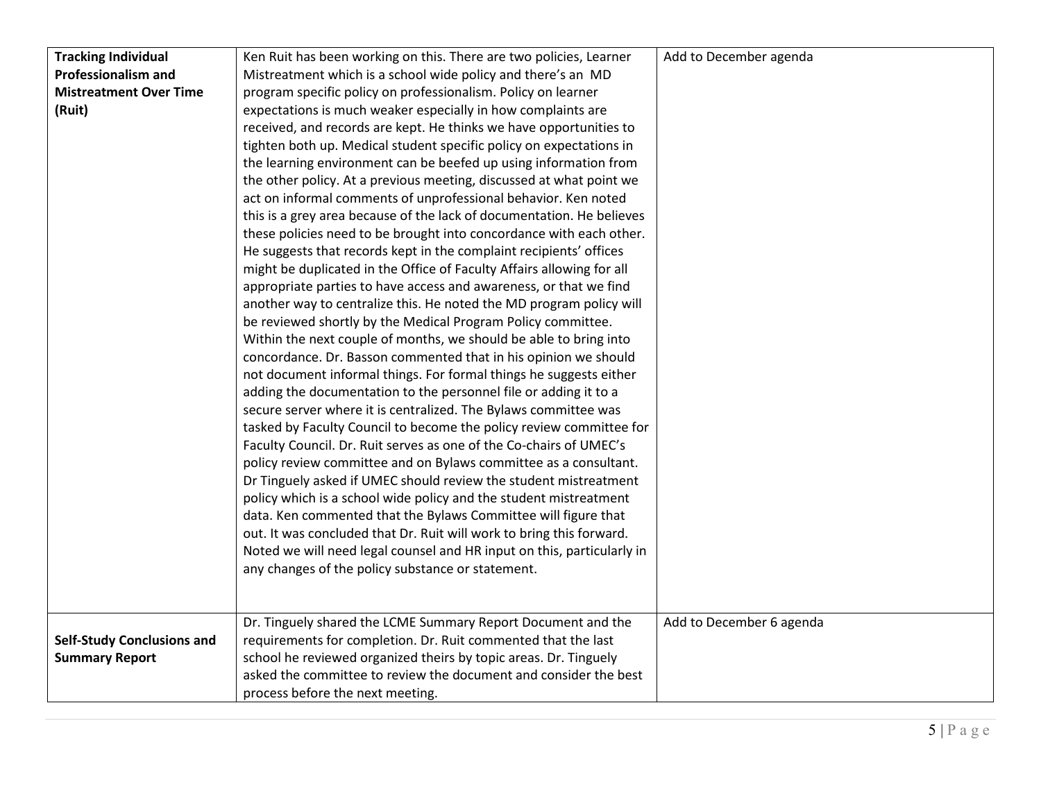| | | |
|---|---|---|
| **Tracking Individual Professionalism and Mistreatment Over Time (Ruit)** | Ken Ruit has been working on this. There are two policies, Learner Mistreatment which is a school wide policy and there's an MD program specific policy on professionalism. Policy on learner expectations is much weaker especially in how complaints are received, and records are kept. He thinks we have opportunities to tighten both up. Medical student specific policy on expectations in the learning environment can be beefed up using information from the other policy. At a previous meeting, discussed at what point we act on informal comments of unprofessional behavior. Ken noted this is a grey area because of the lack of documentation. He believes these policies need to be brought into concordance with each other. He suggests that records kept in the complaint recipients' offices might be duplicated in the Office of Faculty Affairs allowing for all appropriate parties to have access and awareness, or that we find another way to centralize this. He noted the MD program policy will be reviewed shortly by the Medical Program Policy committee. Within the next couple of months, we should be able to bring into concordance. Dr. Basson commented that in his opinion we should not document informal things. For formal things he suggests either adding the documentation to the personnel file or adding it to a secure server where it is centralized. The Bylaws committee was tasked by Faculty Council to become the policy review committee for Faculty Council. Dr. Ruit serves as one of the Co-chairs of UMEC's policy review committee and on Bylaws committee as a consultant. Dr Tinguely asked if UMEC should review the student mistreatment policy which is a school wide policy and the student mistreatment data. Ken commented that the Bylaws Committee will figure that out. It was concluded that Dr. Ruit will work to bring this forward. Noted we will need legal counsel and HR input on this, particularly in any changes of the policy substance or statement. | Add to December agenda |
| **Self-Study Conclusions and Summary Report** | Dr. Tinguely shared the LCME Summary Report Document and the requirements for completion. Dr. Ruit commented that the last school he reviewed organized theirs by topic areas. Dr. Tinguely asked the committee to review the document and consider the best process before the next meeting. | Add to December 6 agenda |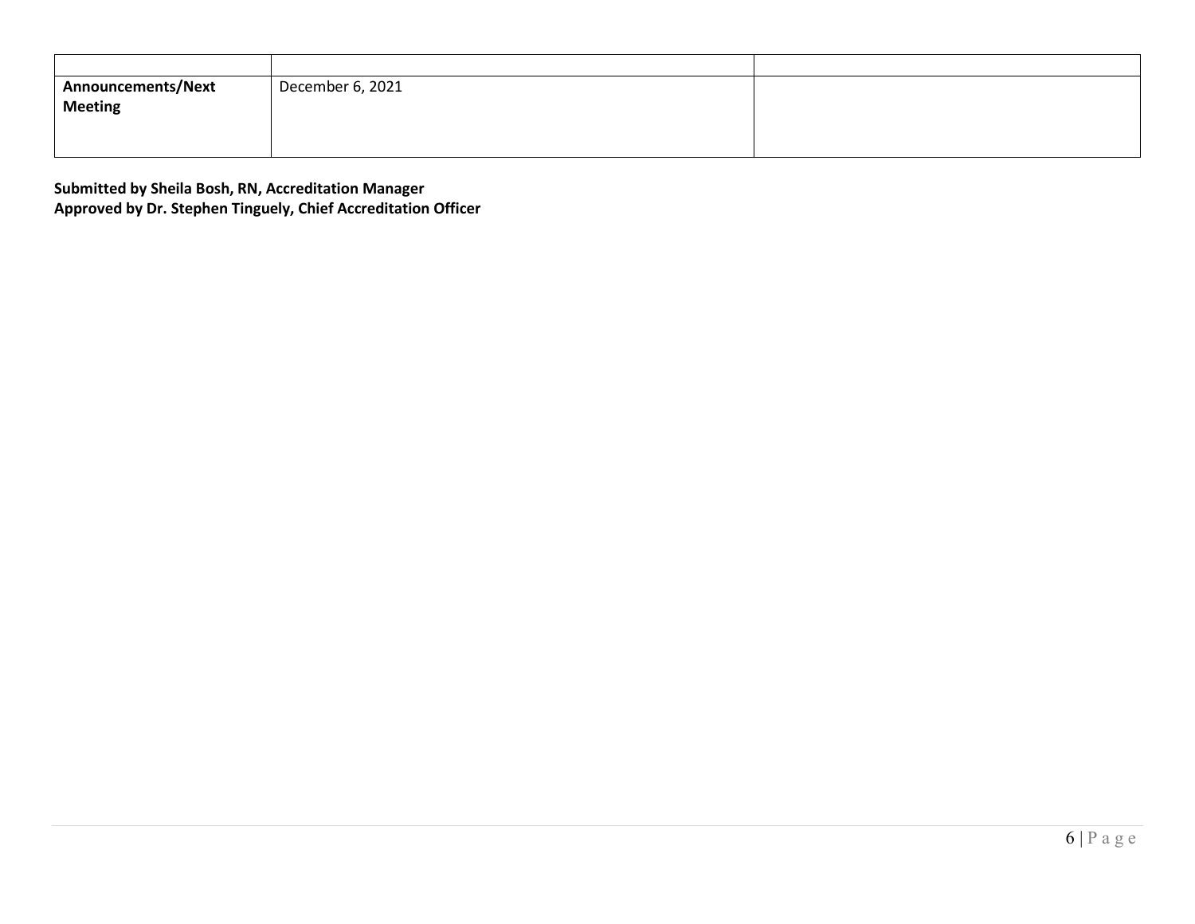| | | |
|---|---|---|
| | | |
| **Announcements/Next Meeting** | December 6, 2021 | |

**Submitted by Sheila Bosh, RN, Accreditation Manager**
**Approved by Dr. Stephen Tinguely, Chief Accreditation Officer**